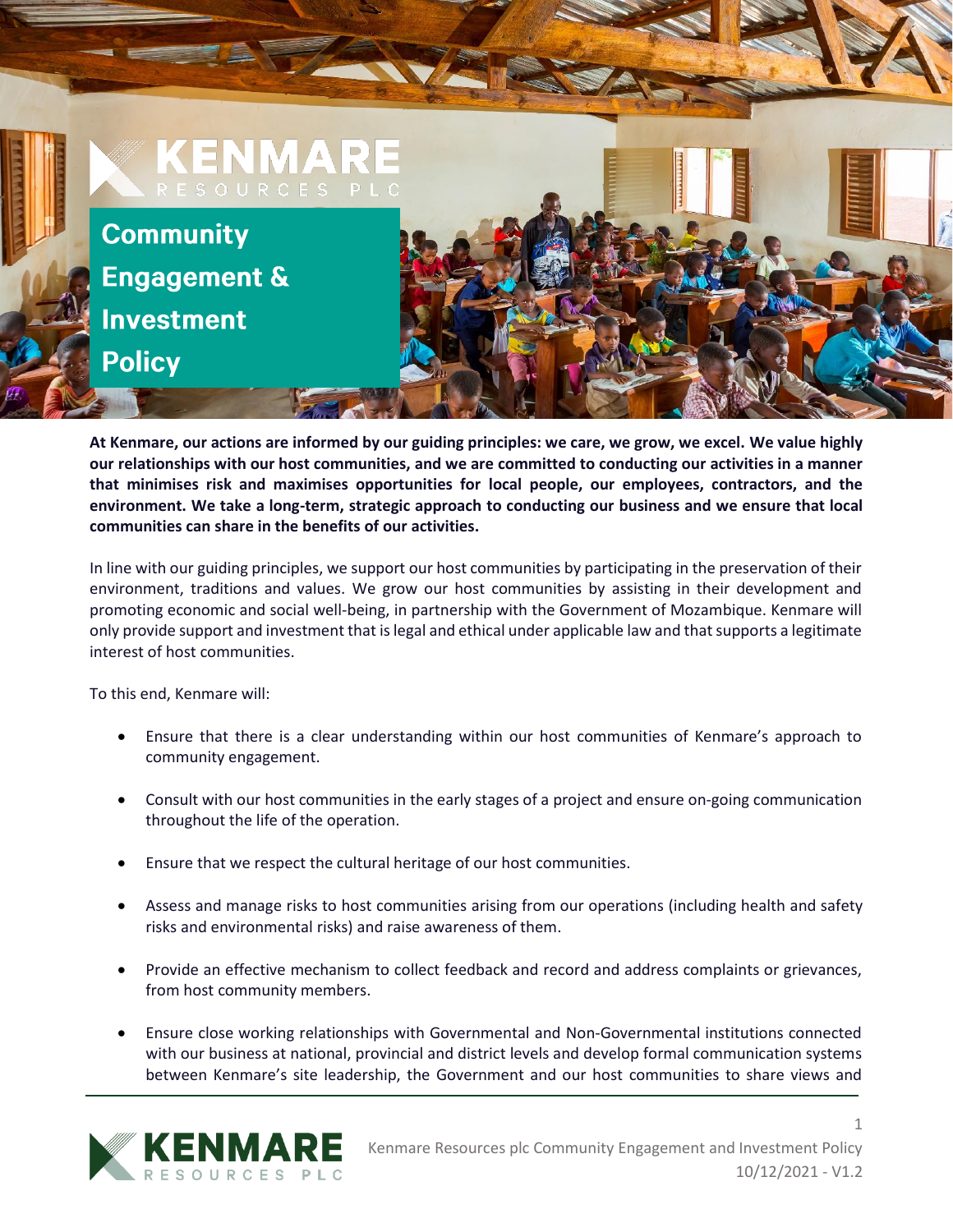# Community Engagement & Investment Policy

**At Kenmare, our actions are informed by our guiding principles: we care, we grow, we excel. We value highly our relationships with our host communities, and we are committed to conducting our activities in a manner that minimises risk and maximises opportunities for local people, our employees, contractors, and the environment. We take a long-term, strategic approach to conducting our business and we ensure that local communities can share in the benefits of our activities.**

In line with our guiding principles, we support our host communities by participating in the preservation of their environment, traditions and values. We grow our host communities by assisting in their development and promoting economic and social well-being, in partnership with the Government of Mozambique. Kenmare will only provide support and investment that is legal and ethical under applicable law and that supports a legitimate interest of host communities.

To this end, Kenmare will:

- Ensure that there is a clear understanding within our host communities of Kenmare's approach to community engagement.
- Consult with our host communities in the early stages of a project and ensure on-going communication throughout the life of the operation.
- Ensure that we respect the cultural heritage of our host communities.
- Assess and manage risks to host communities arising from our operations (including health and safety risks and environmental risks) and raise awareness of them.
- Provide an effective mechanism to collect feedback and record and address complaints or grievances, from host community members.
- Ensure close working relationships with Governmental and Non-Governmental institutions connected with our business at national, provincial and district levels and develop formal communication systems between Kenmare's site leadership, the Government and our host communities to share views and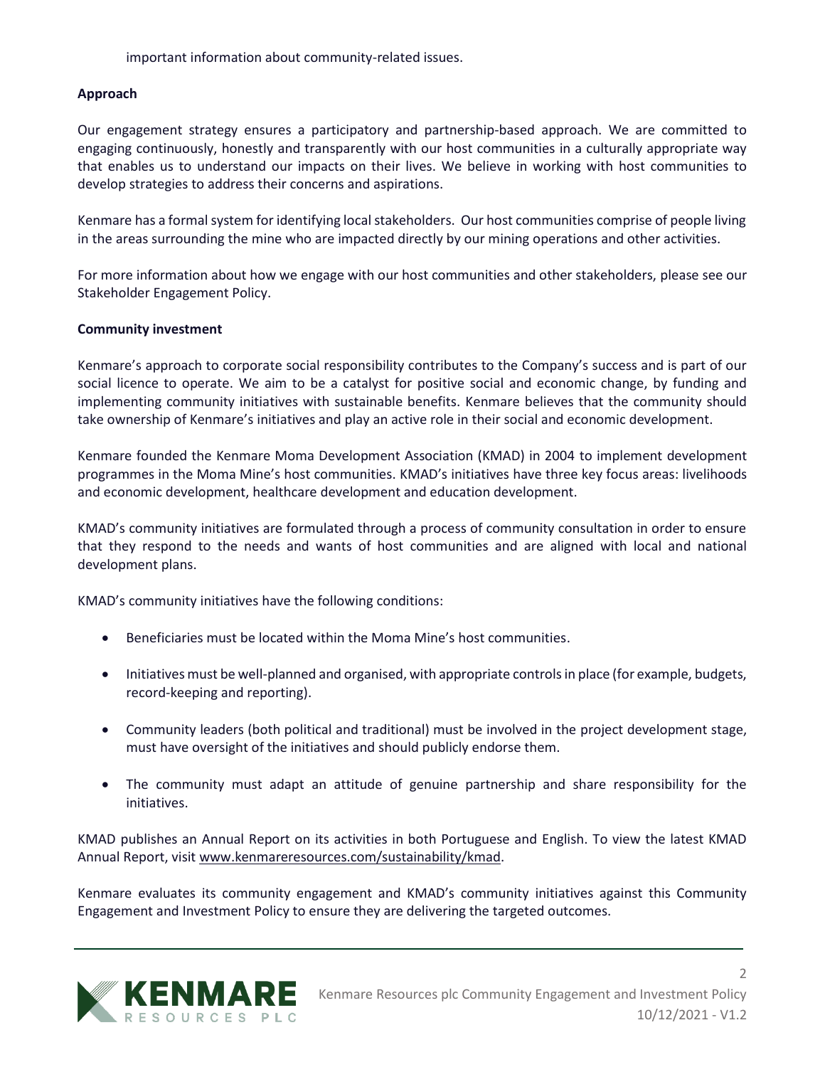important information about community-related issues.

**Approach**

Our engagement strategy ensures a participatory and partnership-based approach. We are committed to engaging continuously, honestly and transparently with our host communities in a culturally appropriate way that enables us to understand our impacts on their lives. We believe in working with host communities to develop strategies to address their concerns and aspirations.

Kenmare has a formal system for identifying local stakeholders. Our host communities comprise of people living in the areas surrounding the mine who are impacted directly by our mining operations and other activities.

For more information about how we engage with our host communities and other stakeholders, please see our Stakeholder Engagement Policy.

**Community investment**

Kenmare's approach to corporate social responsibility contributes to the Company's success and is part of our social licence to operate. We aim to be a catalyst for positive social and economic change, by funding and implementing community initiatives with sustainable benefits. Kenmare believes that the community should take ownership of Kenmare's initiatives and play an active role in their social and economic development.

Kenmare founded the Kenmare Moma Development Association (KMAD) in 2004 to implement development programmes in the Moma Mine's host communities. KMAD's initiatives have three key focus areas: livelihoods and economic development, healthcare development and education development.

KMAD's community initiatives are formulated through a process of community consultation in order to ensure that they respond to the needs and wants of host communities and are aligned with local and national development plans.

KMAD's community initiatives have the following conditions:

- Beneficiaries must be located within the Moma Mine's host communities.
- Initiatives must be well-planned and organised, with appropriate controls in place (for example, budgets, record-keeping and reporting).
- Community leaders (both political and traditional) must be involved in the project development stage, must have oversight of the initiatives and should publicly endorse them.
- The community must adapt an attitude of genuine partnership and share responsibility for the initiatives.

KMAD publishes an Annual Report on its activities in both Portuguese and English. To view the latest KMAD Annual Report, visit www.kenmareresources.com/sustainability/kmad.

Kenmare evaluates its community engagement and KMAD's community initiatives against this Community Engagement and Investment Policy to ensure they are delivering the targeted outcomes.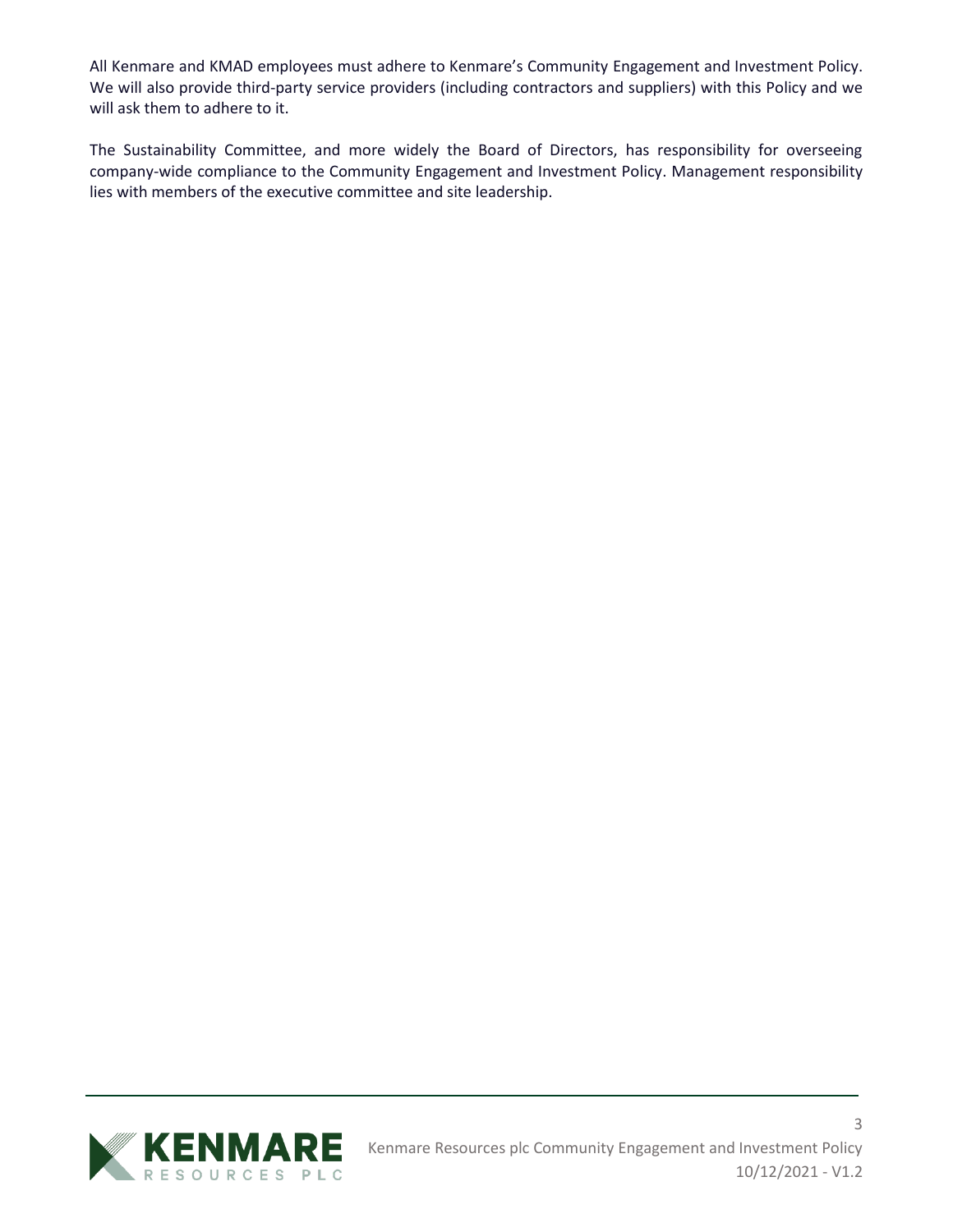All Kenmare and KMAD employees must adhere to Kenmare's Community Engagement and Investment Policy. We will also provide third-party service providers (including contractors and suppliers) with this Policy and we will ask them to adhere to it.

The Sustainability Committee, and more widely the Board of Directors, has responsibility for overseeing company-wide compliance to the Community Engagement and Investment Policy. Management responsibility lies with members of the executive committee and site leadership.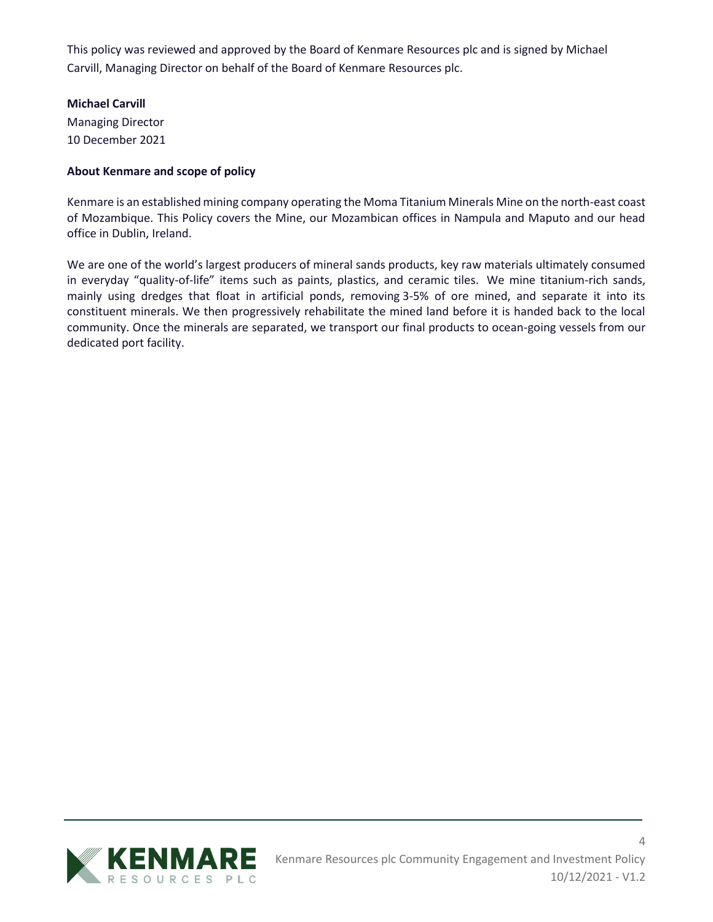This policy was reviewed and approved by the Board of Kenmare Resources plc and is signed by Michael Carvill, Managing Director on behalf of the Board of Kenmare Resources plc.

**Michael Carvill**
Managing Director
10 December 2021

**About Kenmare and scope of policy**

Kenmare is an established mining company operating the Moma Titanium Minerals Mine on the north-east coast of Mozambique. This Policy covers the Mine, our Mozambican offices in Nampula and Maputo and our head office in Dublin, Ireland.

We are one of the world's largest producers of mineral sands products, key raw materials ultimately consumed in everyday "quality-of-life" items such as paints, plastics, and ceramic tiles. We mine titanium-rich sands, mainly using dredges that float in artificial ponds, removing 3-5% of ore mined, and separate it into its constituent minerals. We then progressively rehabilitate the mined land before it is handed back to the local community. Once the minerals are separated, we transport our final products to ocean-going vessels from our dedicated port facility.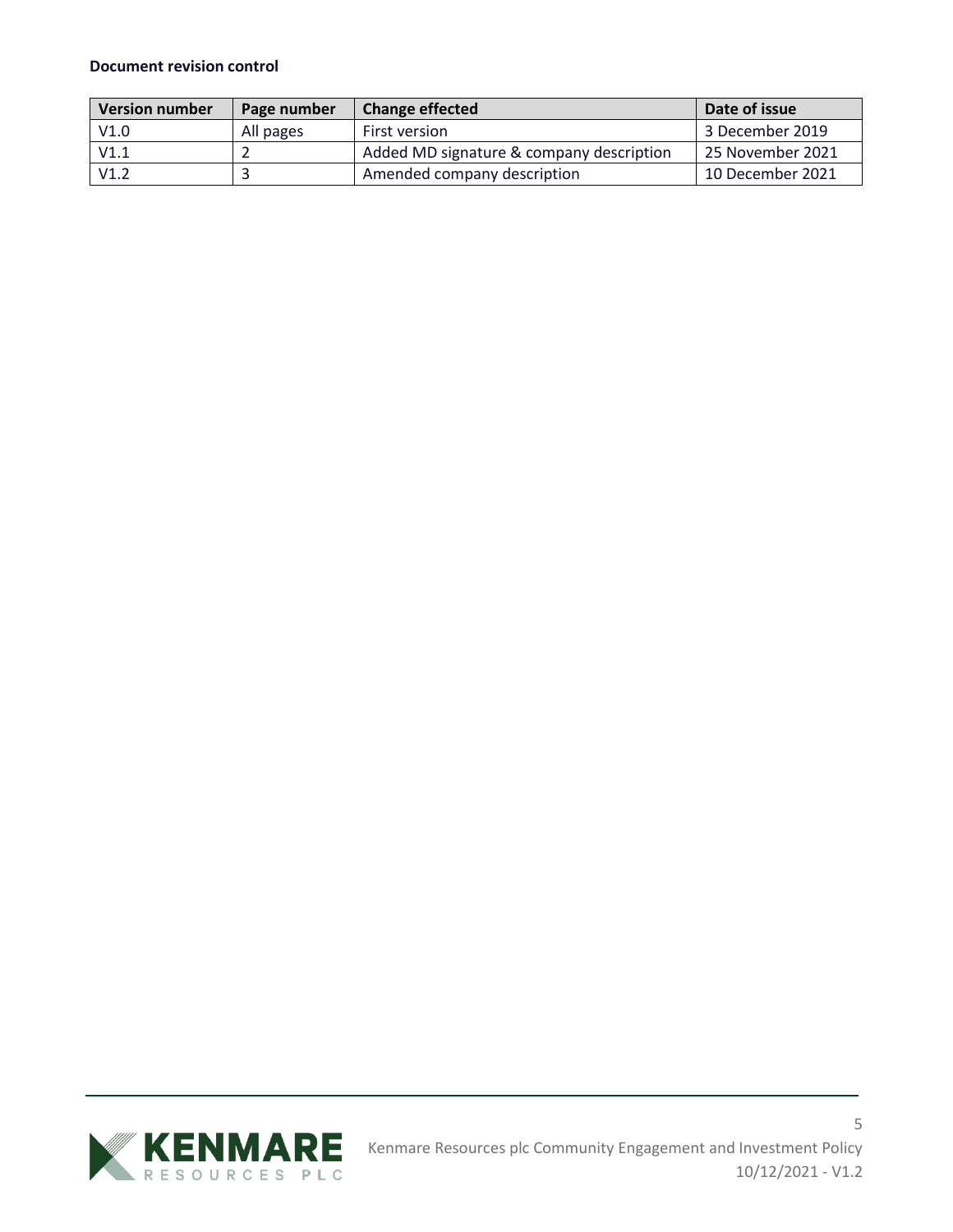**Document revision control**

| Version number | Page number | Change effected | Date of issue |
| --- | --- | --- | --- |
| V1.0 | All pages | First version | 3 December 2019 |
| V1.1 | 2 | Added MD signature & company description | 25 November 2021 |
| V1.2 | 3 | Amended company description | 10 December 2021 |